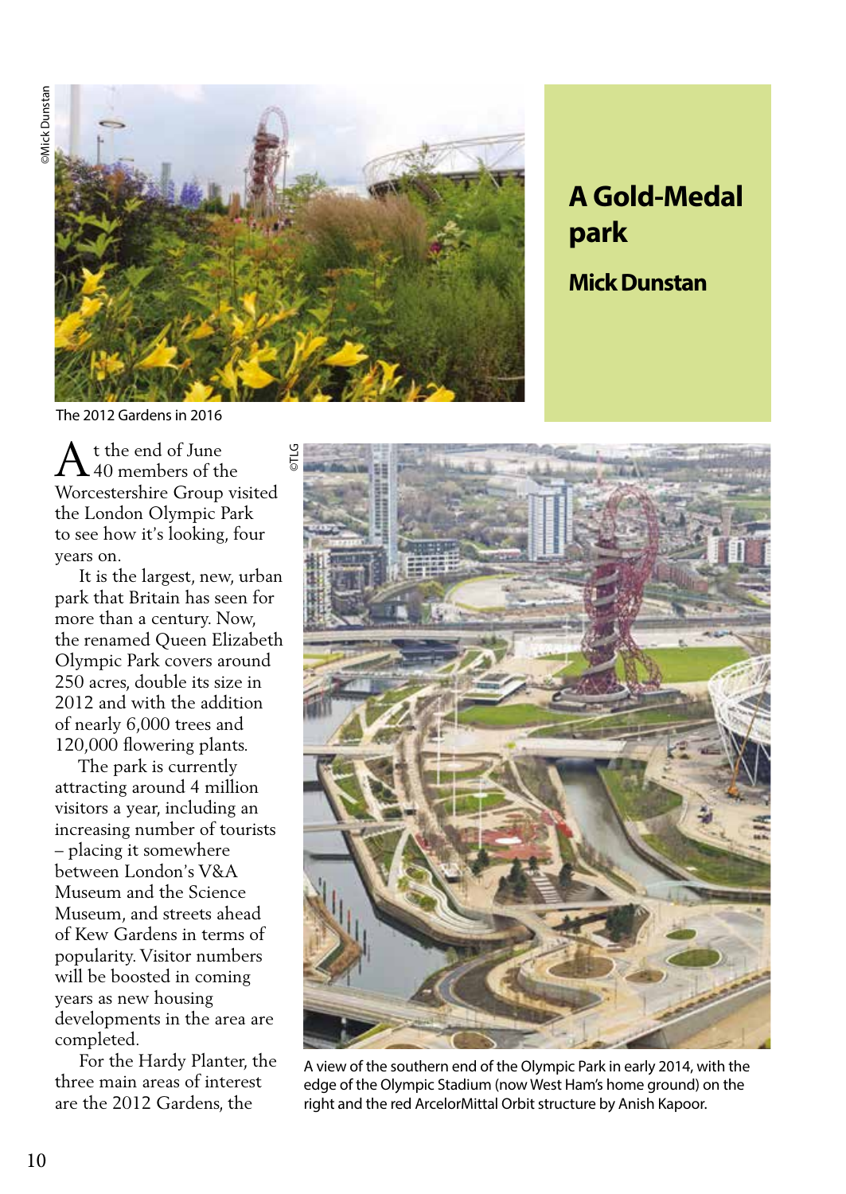# A Gold-Medal park

**Mick Dunstan**

The 2012 Gardens in 2016

At the end of June 40 members of the Worcestershire Group visited the London Olympic Park to see how it's looking, four years on.

It is the largest, new, urban park that Britain has seen for more than a century. Now, the renamed Queen Elizabeth Olympic Park covers around 250 acres, double its size in 2012 and with the addition of nearly 6,000 trees and 120,000 flowering plants.

The park is currently attracting around 4 million visitors a year, including an increasing number of tourists – placing it somewhere between London's V&A Museum and the Science Museum, and streets ahead of Kew Gardens in terms of popularity. Visitor numbers will be boosted in coming years as new housing developments in the area are completed.

For the Hardy Planter, the three main areas of interest are the 2012 Gardens, the

A view of the southern end of the Olympic Park in early 2014, with the edge of the Olympic Stadium (now West Ham's home ground) on the right and the red ArcelorMittal Orbit structure by Anish Kapoor.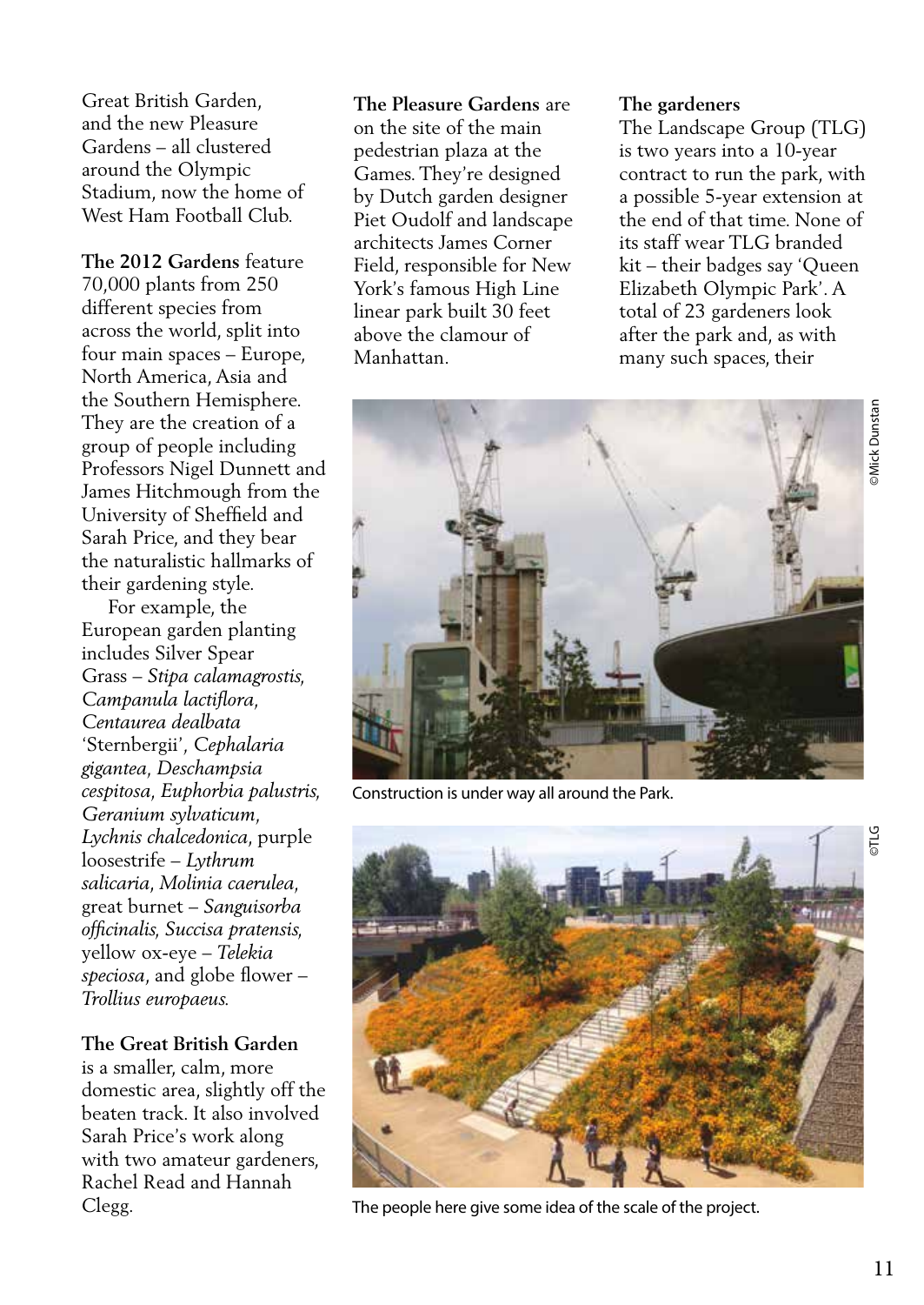Great British Garden, and the new Pleasure Gardens – all clustered around the Olympic Stadium, now the home of West Ham Football Club.

**The 2012 Gardens** feature 70,000 plants from 250 different species from across the world, split into four main spaces – Europe, North America, Asia and the Southern Hemisphere. They are the creation of a group of people including Professors Nigel Dunnett and James Hitchmough from the University of Sheffield and Sarah Price, and they bear the naturalistic hallmarks of their gardening style.

For example, the European garden planting includes Silver Spear Grass – *Stipa calamagrostis*, *Campanula lactiflora*, *Centaurea dealbata* 'Sternbergii', *Cephalaria gigantea*, *Deschampsia cespitosa*, *Euphorbia palustris*, *Geranium sylvaticum*, *Lychnis chalcedonica*, purple loosestrife – *Lythrum salicaria*, *Molinia caerulea*, great burnet – *Sanguisorba officinalis*, *Succisa pratensis*, yellow ox-eye – *Telekia speciosa*, and globe flower – *Trollius europaeus*.

**The Great British Garden** is a smaller, calm, more domestic area, slightly off the beaten track. It also involved Sarah Price's work along with two amateur gardeners, Rachel Read and Hannah Clegg.

**The Pleasure Gardens** are on the site of the main pedestrian plaza at the Games. They're designed by Dutch garden designer Piet Oudolf and landscape architects James Corner Field, responsible for New York's famous High Line linear park built 30 feet above the clamour of Manhattan.

**The gardeners**

The Landscape Group (TLG) is two years into a 10-year contract to run the park, with a possible 5-year extension at the end of that time. None of its staff wear TLG branded kit – their badges say 'Queen Elizabeth Olympic Park'. A total of 23 gardeners look after the park and, as with many such spaces, their

©Mick Dunstan

Construction is under way all around the Park.

©TLG

The people here give some idea of the scale of the project.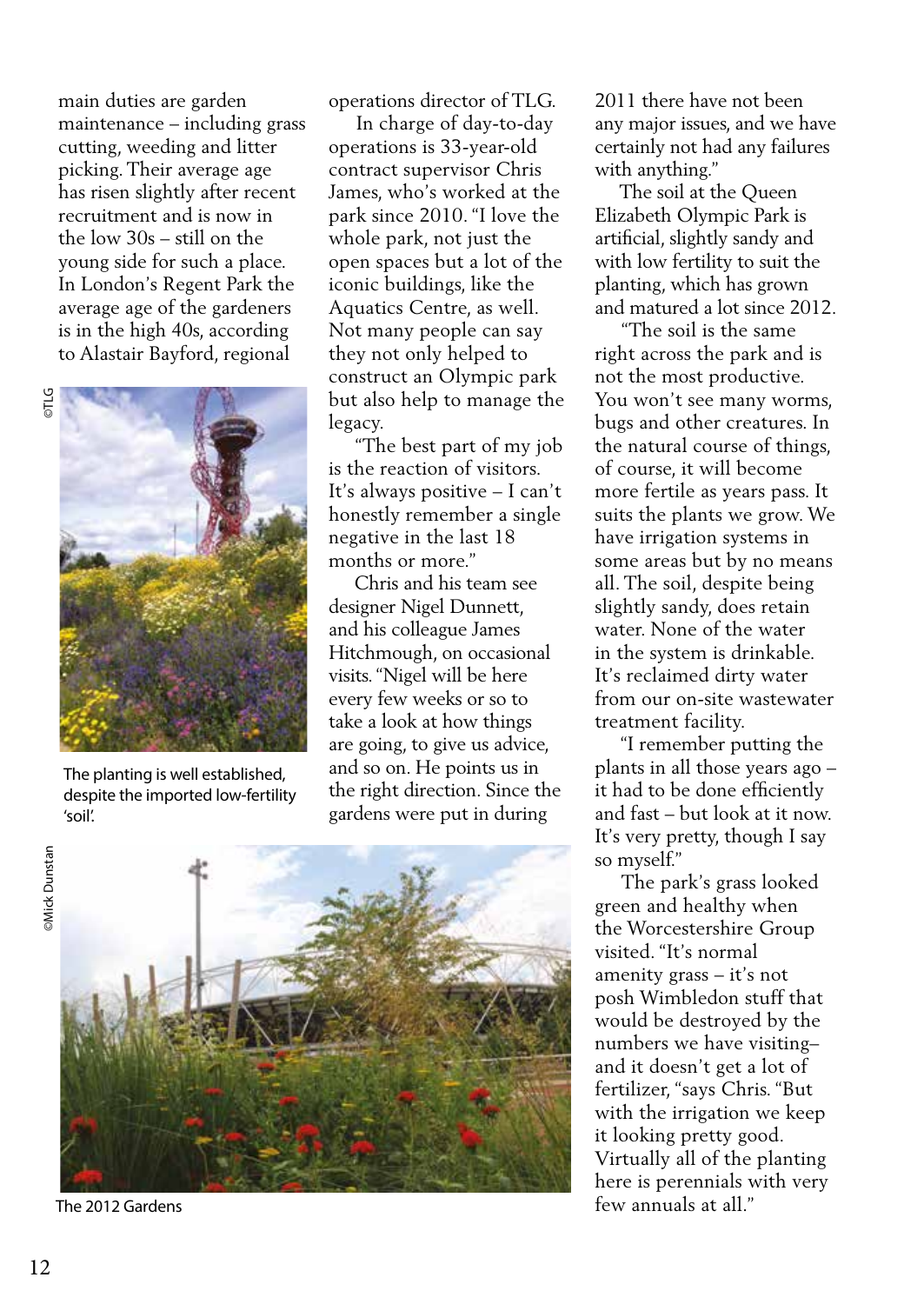main duties are garden maintenance – including grass cutting, weeding and litter picking. Their average age has risen slightly after recent recruitment and is now in the low 30s – still on the young side for such a place. In London's Regent Park the average age of the gardeners is in the high 40s, according to Alastair Bayford, regional operations director of TLG.

In charge of day-to-day operations is 33-year-old contract supervisor Chris James, who's worked at the park since 2010. "I love the whole park, not just the open spaces but a lot of the iconic buildings, like the Aquatics Centre, as well. Not many people can say they not only helped to construct an Olympic park but also help to manage the legacy.

"The best part of my job is the reaction of visitors. It's always positive – I can't honestly remember a single negative in the last 18 months or more."

Chris and his team see designer Nigel Dunnett, and his colleague James Hitchmough, on occasional visits. "Nigel will be here every few weeks or so to take a look at how things are going, to give us advice, and so on. He points us in the right direction. Since the gardens were put in during 2011 there have not been any major issues, and we have certainly not had any failures with anything."

The soil at the Queen Elizabeth Olympic Park is artificial, slightly sandy and with low fertility to suit the planting, which has grown and matured a lot since 2012.

"The soil is the same right across the park and is not the most productive. You won't see many worms, bugs and other creatures. In the natural course of things, of course, it will become more fertile as years pass. It suits the plants we grow. We have irrigation systems in some areas but by no means all. The soil, despite being slightly sandy, does retain water. None of the water in the system is drinkable. It's reclaimed dirty water from our on-site wastewater treatment facility.

"I remember putting the plants in all those years ago – it had to be done efficiently and fast – but look at it now. It's very pretty, though I say so myself."

The park's grass looked green and healthy when the Worcestershire Group visited. "It's normal amenity grass – it's not posh Wimbledon stuff that would be destroyed by the numbers we have visiting– and it doesn't get a lot of fertilizer, "says Chris. "But with the irrigation we keep it looking pretty good. Virtually all of the planting here is perennials with very few annuals at all."

©TLG

The planting is well established, despite the imported low-fertility 'soil'.

©Mick Dunstan

The 2012 Gardens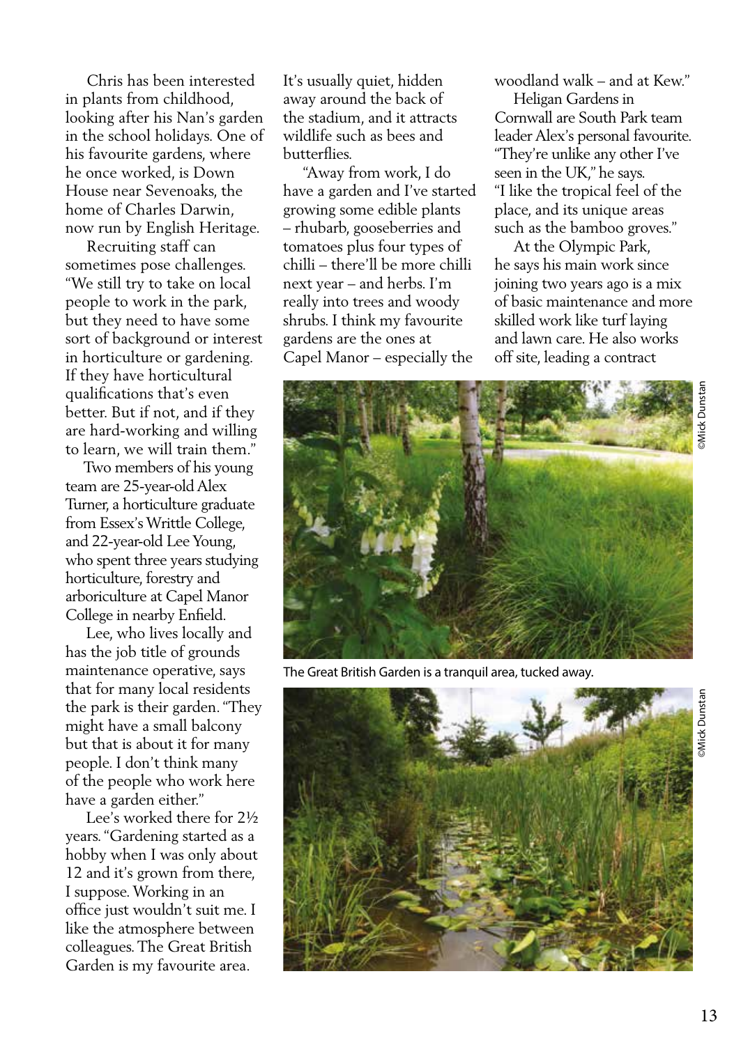Chris has been interested in plants from childhood, looking after his Nan's garden in the school holidays. One of his favourite gardens, where he once worked, is Down House near Sevenoaks, the home of Charles Darwin, now run by English Heritage.

Recruiting staff can sometimes pose challenges. "We still try to take on local people to work in the park, but they need to have some sort of background or interest in horticulture or gardening. If they have horticultural qualifications that's even better. But if not, and if they are hard-working and willing to learn, we will train them."

Two members of his young team are 25-year-old Alex Turner, a horticulture graduate from Essex's Writtle College, and 22-year-old Lee Young, who spent three years studying horticulture, forestry and arboriculture at Capel Manor College in nearby Enfield.

Lee, who lives locally and has the job title of grounds maintenance operative, says that for many local residents the park is their garden. "They might have a small balcony but that is about it for many people. I don't think many of the people who work here have a garden either."

Lee's worked there for 2½ years. "Gardening started as a hobby when I was only about 12 and it's grown from there, I suppose. Working in an office just wouldn't suit me. I like the atmosphere between colleagues. The Great British Garden is my favourite area. It's usually quiet, hidden away around the back of the stadium, and it attracts wildlife such as bees and butterflies.

"Away from work, I do have a garden and I've started growing some edible plants – rhubarb, gooseberries and tomatoes plus four types of chilli – there'll be more chilli next year – and herbs. I'm really into trees and woody shrubs. I think my favourite gardens are the ones at Capel Manor – especially the woodland walk – and at Kew."

Heligan Gardens in Cornwall are South Park team leader Alex's personal favourite. "They're unlike any other I've seen in the UK," he says. "I like the tropical feel of the place, and its unique areas such as the bamboo groves."

At the Olympic Park, he says his main work since joining two years ago is a mix of basic maintenance and more skilled work like turf laying and lawn care. He also works off site, leading a contract

©Mick Dunstan

The Great British Garden is a tranquil area, tucked away.

©Mick Dunstan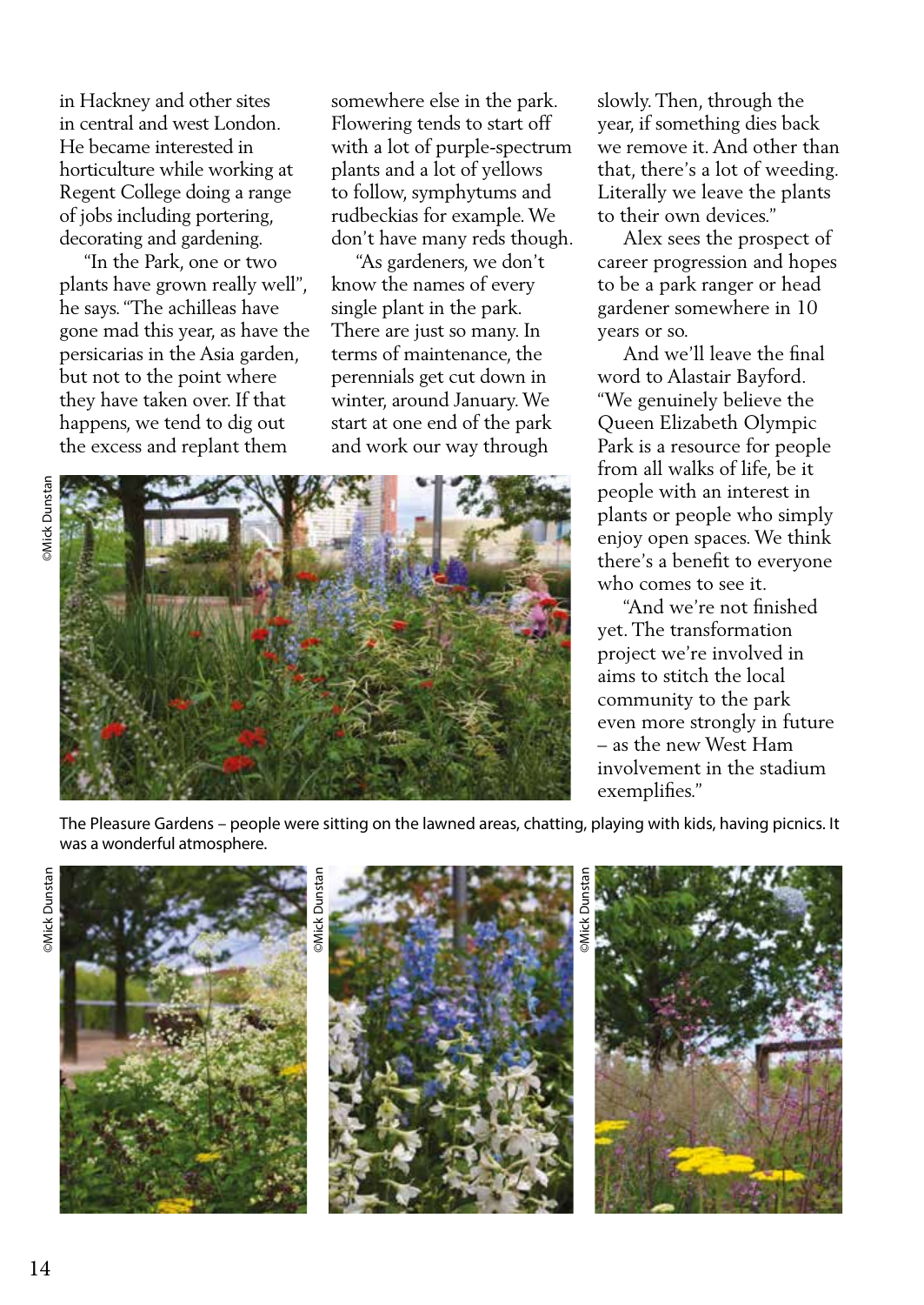in Hackney and other sites in central and west London. He became interested in horticulture while working at Regent College doing a range of jobs including portering, decorating and gardening.

"In the Park, one or two plants have grown really well", he says. "The achilleas have gone mad this year, as have the persicarias in the Asia garden, but not to the point where they have taken over. If that happens, we tend to dig out the excess and replant them somewhere else in the park. Flowering tends to start off with a lot of purple-spectrum plants and a lot of yellows to follow, symphytums and rudbeckias for example. We don't have many reds though.

"As gardeners, we don't know the names of every single plant in the park. There are just so many. In terms of maintenance, the perennials get cut down in winter, around January. We start at one end of the park and work our way through slowly. Then, through the year, if something dies back we remove it. And other than that, there's a lot of weeding. Literally we leave the plants to their own devices."

Alex sees the prospect of career progression and hopes to be a park ranger or head gardener somewhere in 10 years or so.

And we'll leave the final word to Alastair Bayford. "We genuinely believe the Queen Elizabeth Olympic Park is a resource for people from all walks of life, be it people with an interest in plants or people who simply enjoy open spaces. We think there's a benefit to everyone who comes to see it.

"And we're not finished yet. The transformation project we're involved in aims to stitch the local community to the park even more strongly in future – as the new West Ham involvement in the stadium exemplifies."

©Mick Dunstan

The Pleasure Gardens – people were sitting on the lawned areas, chatting, playing with kids, having picnics. It was a wonderful atmosphere.

©Mick Dunstan

©Mick Dunstan

©Mick Dunstan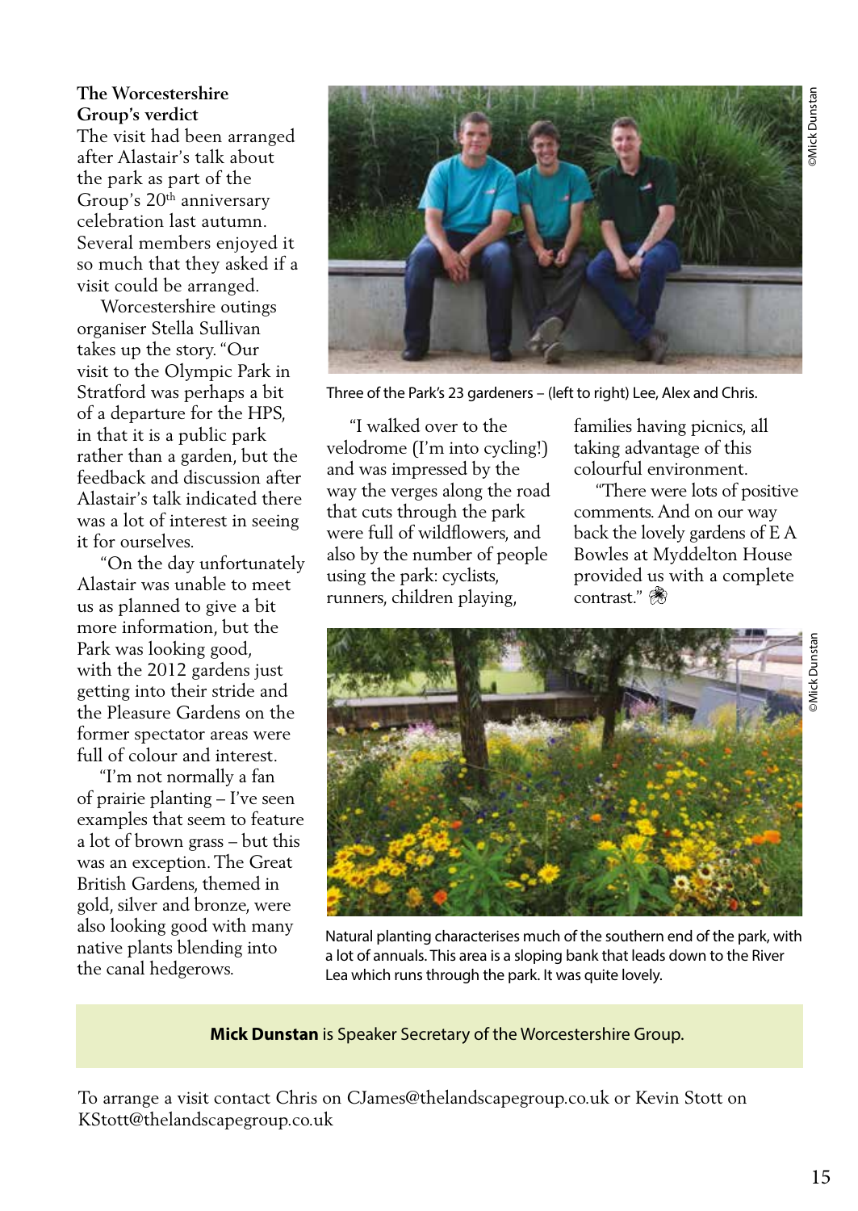### The Worcestershire Group's verdict

The visit had been arranged after Alastair's talk about the park as part of the Group's 20th anniversary celebration last autumn. Several members enjoyed it so much that they asked if a visit could be arranged.

Worcestershire outings organiser Stella Sullivan takes up the story. "Our visit to the Olympic Park in Stratford was perhaps a bit of a departure for the HPS, in that it is a public park rather than a garden, but the feedback and discussion after Alastair's talk indicated there was a lot of interest in seeing it for ourselves.

"On the day unfortunately Alastair was unable to meet us as planned to give a bit more information, but the Park was looking good, with the 2012 gardens just getting into their stride and the Pleasure Gardens on the former spectator areas were full of colour and interest.

"I'm not normally a fan of prairie planting – I've seen examples that seem to feature a lot of brown grass – but this was an exception. The Great British Gardens, themed in gold, silver and bronze, were also looking good with many native plants blending into the canal hedgerows.

©Mick Dunstan

Three of the Park's 23 gardeners – (left to right) Lee, Alex and Chris.

"I walked over to the velodrome (I'm into cycling!) and was impressed by the way the verges along the road that cuts through the park were full of wildflowers, and also by the number of people using the park: cyclists, runners, children playing, families having picnics, all taking advantage of this colourful environment.

"There were lots of positive comments. And on our way back the lovely gardens of E A Bowles at Myddelton House provided us with a complete contrast."

©Mick Dunstan

Natural planting characterises much of the southern end of the park, with a lot of annuals. This area is a sloping bank that leads down to the River Lea which runs through the park. It was quite lovely.

**Mick Dunstan** is Speaker Secretary of the Worcestershire Group.

To arrange a visit contact Chris on CJames@thelandscapegroup.co.uk or Kevin Stott on KStott@thelandscapegroup.co.uk